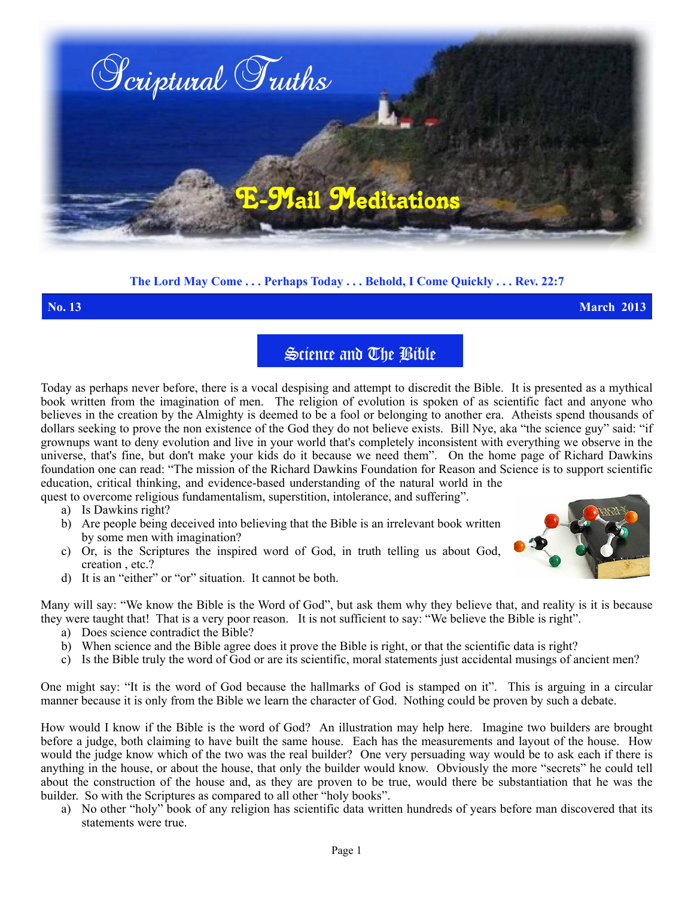# Scriptural Truths

## E-Mail Meditations

**The Lord May Come . . . Perhaps Today . . . Behold, I Come Quickly . . . Rev. 22:7**

**No. 13** **March 2013**

## Science and The Bible

Today as perhaps never before, there is a vocal despising and attempt to discredit the Bible. It is presented as a mythical book written from the imagination of men. The religion of evolution is spoken of as scientific fact and anyone who believes in the creation by the Almighty is deemed to be a fool or belonging to another era. Atheists spend thousands of dollars seeking to prove the non existence of the God they do not believe exists. Bill Nye, aka "the science guy" said: "if grownups want to deny evolution and live in your world that's completely inconsistent with everything we observe in the universe, that's fine, but don't make your kids do it because we need them". On the home page of Richard Dawkins foundation one can read: "The mission of the Richard Dawkins Foundation for Reason and Science is to support scientific education, critical thinking, and evidence-based understanding of the natural world in the quest to overcome religious fundamentalism, superstition, intolerance, and suffering".

a) Is Dawkins right?
b) Are people being deceived into believing that the Bible is an irrelevant book written by some men with imagination?
c) Or, is the Scriptures the inspired word of God, in truth telling us about God, creation , etc.?
d) It is an "either" or "or" situation. It cannot be both.

Many will say: "We know the Bible is the Word of God", but ask them why they believe that, and reality is it is because they were taught that! That is a very poor reason. It is not sufficient to say: "We believe the Bible is right".

a) Does science contradict the Bible?
b) When science and the Bible agree does it prove the Bible is right, or that the scientific data is right?
c) Is the Bible truly the word of God or are its scientific, moral statements just accidental musings of ancient men?

One might say: "It is the word of God because the hallmarks of God is stamped on it". This is arguing in a circular manner because it is only from the Bible we learn the character of God. Nothing could be proven by such a debate.

How would I know if the Bible is the word of God? An illustration may help here. Imagine two builders are brought before a judge, both claiming to have built the same house. Each has the measurements and layout of the house. How would the judge know which of the two was the real builder? One very persuading way would be to ask each if there is anything in the house, or about the house, that only the builder would know. Obviously the more "secrets" he could tell about the construction of the house and, as they are proven to be true, would there be substantiation that he was the builder. So with the Scriptures as compared to all other "holy books".

a) No other "holy" book of any religion has scientific data written hundreds of years before man discovered that its statements were true.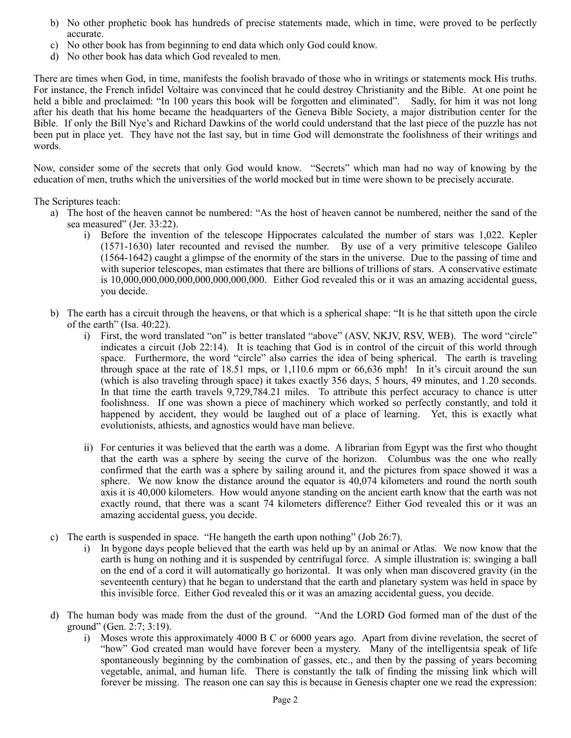b) No other prophetic book has hundreds of precise statements made, which in time, were proved to be perfectly accurate.
c) No other book has from beginning to end data which only God could know.
d) No other book has data which God revealed to men.

There are times when God, in time, manifests the foolish bravado of those who in writings or statements mock His truths. For instance, the French infidel Voltaire was convinced that he could destroy Christianity and the Bible. At one point he held a bible and proclaimed: "In 100 years this book will be forgotten and eliminated". Sadly, for him it was not long after his death that his home became the headquarters of the Geneva Bible Society, a major distribution center for the Bible. If only the Bill Nye's and Richard Dawkins of the world could understand that the last piece of the puzzle has not been put in place yet. They have not the last say, but in time God will demonstrate the foolishness of their writings and words.

Now, consider some of the secrets that only God would know. "Secrets" which man had no way of knowing by the education of men, truths which the universities of the world mocked but in time were shown to be precisely accurate.

The Scriptures teach:

a) The host of the heaven cannot be numbered: "As the host of heaven cannot be numbered, neither the sand of the sea measured" (Jer. 33:22).
   i) Before the invention of the telescope Hippocrates calculated the number of stars was 1,022. Kepler (1571-1630) later recounted and revised the number. By use of a very primitive telescope Galileo (1564-1642) caught a glimpse of the enormity of the stars in the universe. Due to the passing of time and with superior telescopes, man estimates that there are billions of trillions of stars. A conservative estimate is 10,000,000,000,000,000,000,000. Either God revealed this or it was an amazing accidental guess, you decide.

b) The earth has a circuit through the heavens, or that which is a spherical shape: "It is he that sitteth upon the circle of the earth" (Isa. 40:22).
   i) First, the word translated "on" is better translated "above" (ASV, NKJV, RSV, WEB). The word "circle" indicates a circuit (Job 22:14). It is teaching that God is in control of the circuit of this world through space. Furthermore, the word "circle" also carries the idea of being spherical. The earth is traveling through space at the rate of 18.51 mps, or 1,110.6 mpm or 66,636 mph! In it's circuit around the sun (which is also traveling through space) it takes exactly 356 days, 5 hours, 49 minutes, and 1.20 seconds. In that time the earth travels 9,729,784.21 miles. To attribute this perfect accuracy to chance is utter foolishness. If one was shown a piece of machinery which worked so perfectly constantly, and told it happened by accident, they would be laughed out of a place of learning. Yet, this is exactly what evolutionists, athiests, and agnostics would have man believe.

   ii) For centuries it was believed that the earth was a dome. A librarian from Egypt was the first who thought that the earth was a sphere by seeing the curve of the horizon. Columbus was the one who really confirmed that the earth was a sphere by sailing around it, and the pictures from space showed it was a sphere. We now know the distance around the equator is 40,074 kilometers and round the north south axis it is 40,000 kilometers. How would anyone standing on the ancient earth know that the earth was not exactly round, that there was a scant 74 kilometers difference? Either God revealed this or it was an amazing accidental guess, you decide.

c) The earth is suspended in space. "He hangeth the earth upon nothing" (Job 26:7).
   i) In bygone days people believed that the earth was held up by an animal or Atlas. We now know that the earth is hung on nothing and it is suspended by centrifugal force. A simple illustration is: swinging a ball on the end of a cord it will automatically go horizontal. It was only when man discovered gravity (in the seventeenth century) that he began to understand that the earth and planetary system was held in space by this invisible force. Either God revealed this or it was an amazing accidental guess, you decide.

d) The human body was made from the dust of the ground. "And the LORD God formed man of the dust of the ground" (Gen. 2:7; 3:19).
   i) Moses wrote this approximately 4000 B C or 6000 years ago. Apart from divine revelation, the secret of "how" God created man would have forever been a mystery. Many of the intelligentsia speak of life spontaneously beginning by the combination of gasses, etc., and then by the passing of years becoming vegetable, animal, and human life. There is constantly the talk of finding the missing link which will forever be missing. The reason one can say this is because in Genesis chapter one we read the expression: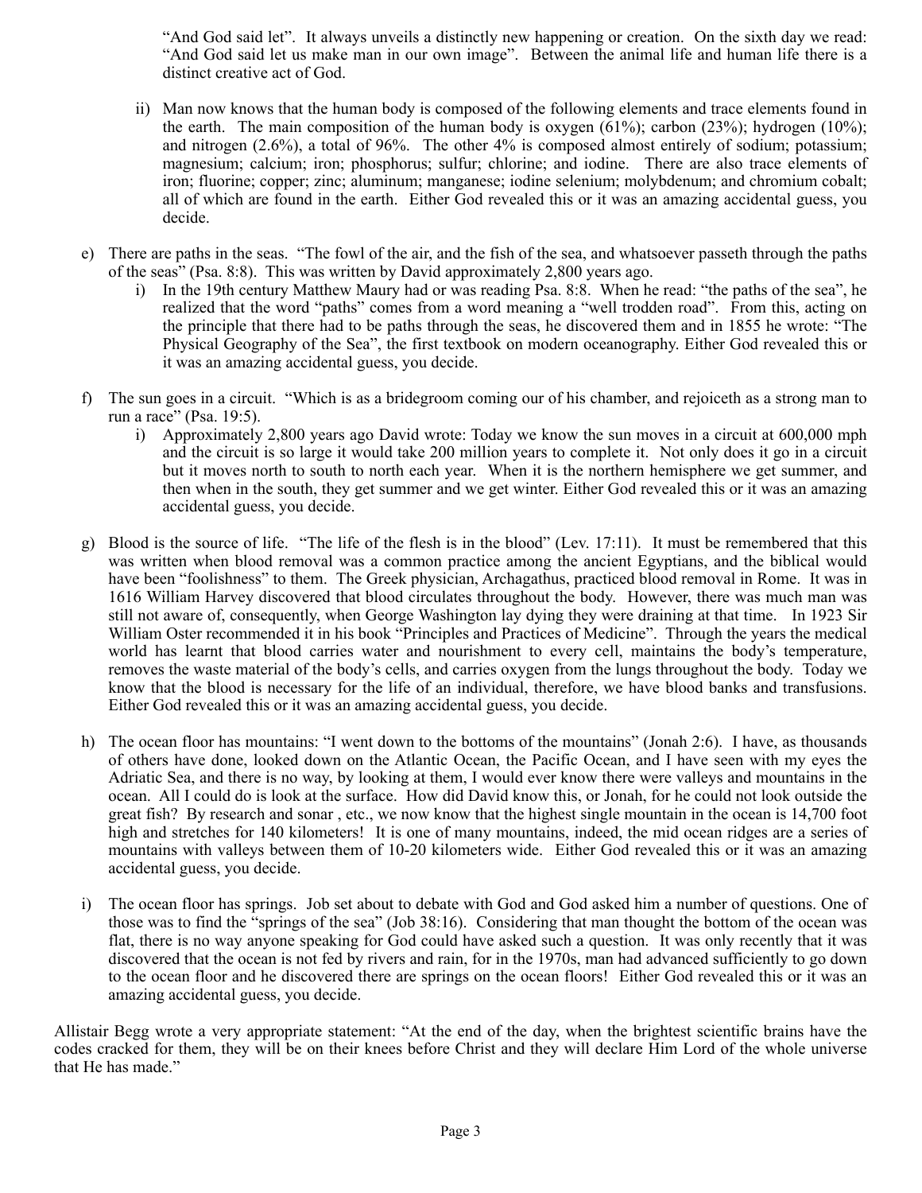"And God said let". It always unveils a distinctly new happening or creation. On the sixth day we read: "And God said let us make man in our own image". Between the animal life and human life there is a distinct creative act of God.

ii) Man now knows that the human body is composed of the following elements and trace elements found in the earth. The main composition of the human body is oxygen (61%); carbon (23%); hydrogen (10%); and nitrogen (2.6%), a total of 96%. The other 4% is composed almost entirely of sodium; potassium; magnesium; calcium; iron; phosphorus; sulfur; chlorine; and iodine. There are also trace elements of iron; fluorine; copper; zinc; aluminum; manganese; iodine selenium; molybdenum; and chromium cobalt; all of which are found in the earth. Either God revealed this or it was an amazing accidental guess, you decide.

e) There are paths in the seas. "The fowl of the air, and the fish of the sea, and whatsoever passeth through the paths of the seas" (Psa. 8:8). This was written by David approximately 2,800 years ago.
   i) In the 19th century Matthew Maury had or was reading Psa. 8:8. When he read: "the paths of the sea", he realized that the word "paths" comes from a word meaning a "well trodden road". From this, acting on the principle that there had to be paths through the seas, he discovered them and in 1855 he wrote: "The Physical Geography of the Sea", the first textbook on modern oceanography. Either God revealed this or it was an amazing accidental guess, you decide.

f) The sun goes in a circuit. "Which is as a bridegroom coming our of his chamber, and rejoiceth as a strong man to run a race" (Psa. 19:5).
   i) Approximately 2,800 years ago David wrote: Today we know the sun moves in a circuit at 600,000 mph and the circuit is so large it would take 200 million years to complete it. Not only does it go in a circuit but it moves north to south to north each year. When it is the northern hemisphere we get summer, and then when in the south, they get summer and we get winter. Either God revealed this or it was an amazing accidental guess, you decide.

g) Blood is the source of life. "The life of the flesh is in the blood" (Lev. 17:11). It must be remembered that this was written when blood removal was a common practice among the ancient Egyptians, and the biblical would have been "foolishness" to them. The Greek physician, Archagathus, practiced blood removal in Rome. It was in 1616 William Harvey discovered that blood circulates throughout the body. However, there was much man was still not aware of, consequently, when George Washington lay dying they were draining at that time. In 1923 Sir William Oster recommended it in his book "Principles and Practices of Medicine". Through the years the medical world has learnt that blood carries water and nourishment to every cell, maintains the body's temperature, removes the waste material of the body's cells, and carries oxygen from the lungs throughout the body. Today we know that the blood is necessary for the life of an individual, therefore, we have blood banks and transfusions. Either God revealed this or it was an amazing accidental guess, you decide.

h) The ocean floor has mountains: "I went down to the bottoms of the mountains" (Jonah 2:6). I have, as thousands of others have done, looked down on the Atlantic Ocean, the Pacific Ocean, and I have seen with my eyes the Adriatic Sea, and there is no way, by looking at them, I would ever know there were valleys and mountains in the ocean. All I could do is look at the surface. How did David know this, or Jonah, for he could not look outside the great fish? By research and sonar , etc., we now know that the highest single mountain in the ocean is 14,700 foot high and stretches for 140 kilometers! It is one of many mountains, indeed, the mid ocean ridges are a series of mountains with valleys between them of 10-20 kilometers wide. Either God revealed this or it was an amazing accidental guess, you decide.

i) The ocean floor has springs. Job set about to debate with God and God asked him a number of questions. One of those was to find the "springs of the sea" (Job 38:16). Considering that man thought the bottom of the ocean was flat, there is no way anyone speaking for God could have asked such a question. It was only recently that it was discovered that the ocean is not fed by rivers and rain, for in the 1970s, man had advanced sufficiently to go down to the ocean floor and he discovered there are springs on the ocean floors! Either God revealed this or it was an amazing accidental guess, you decide.

Allistair Begg wrote a very appropriate statement: "At the end of the day, when the brightest scientific brains have the codes cracked for them, they will be on their knees before Christ and they will declare Him Lord of the whole universe that He has made."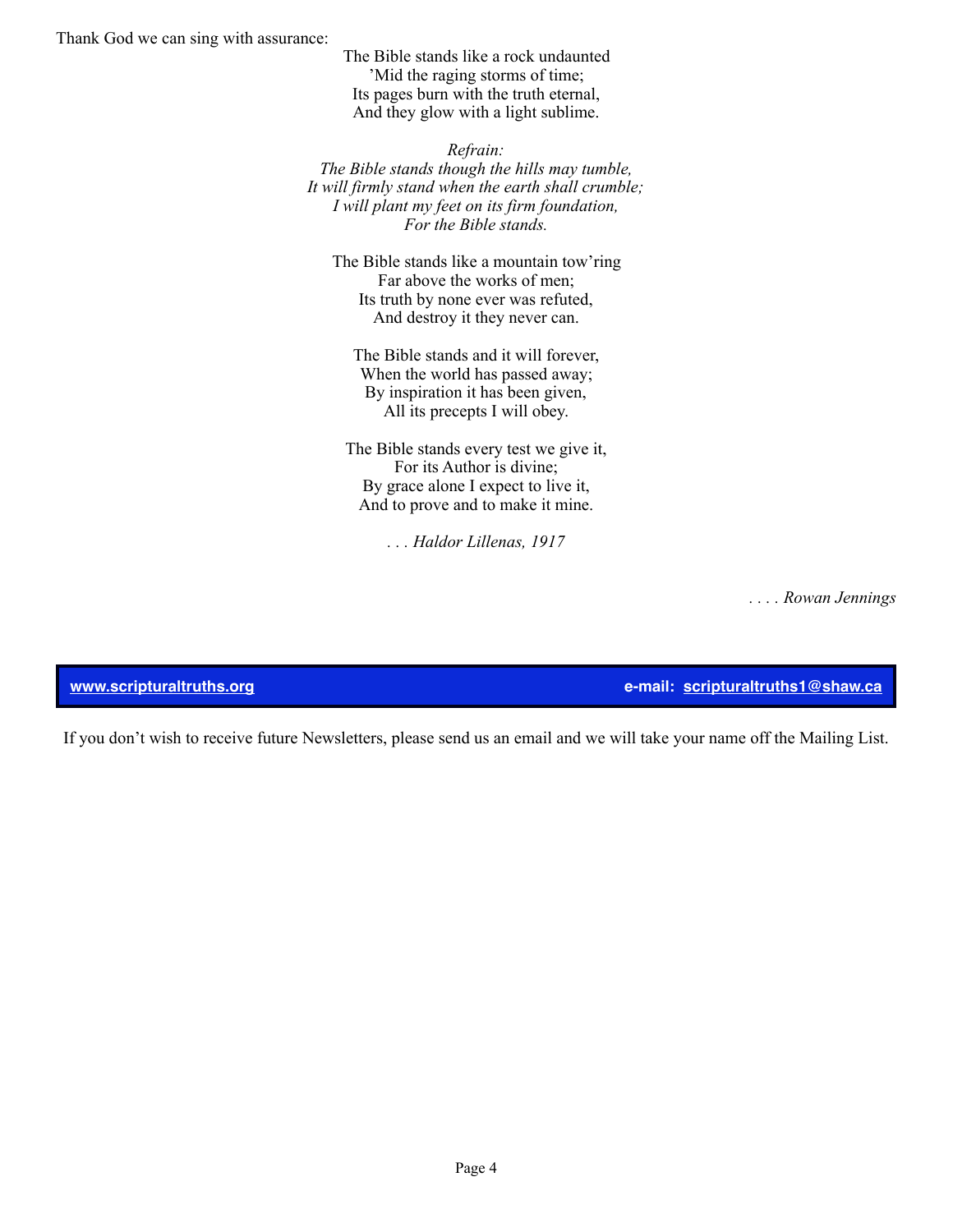Thank God we can sing with assurance:

The Bible stands like a rock undaunted
'Mid the raging storms of time;
Its pages burn with the truth eternal,
And they glow with a light sublime.

*Refrain:*
*The Bible stands though the hills may tumble,*
*It will firmly stand when the earth shall crumble;*
*I will plant my feet on its firm foundation,*
*For the Bible stands.*

The Bible stands like a mountain tow'ring
Far above the works of men;
Its truth by none ever was refuted,
And destroy it they never can.

The Bible stands and it will forever,
When the world has passed away;
By inspiration it has been given,
All its precepts I will obey.

The Bible stands every test we give it,
For its Author is divine;
By grace alone I expect to live it,
And to prove and to make it mine.

*. . . Haldor Lillenas, 1917*

*. . . . Rowan Jennings*

**www.scripturaltruths.org** **e-mail: scripturaltruths1@shaw.ca**

If you don't wish to receive future Newsletters, please send us an email and we will take your name off the Mailing List.